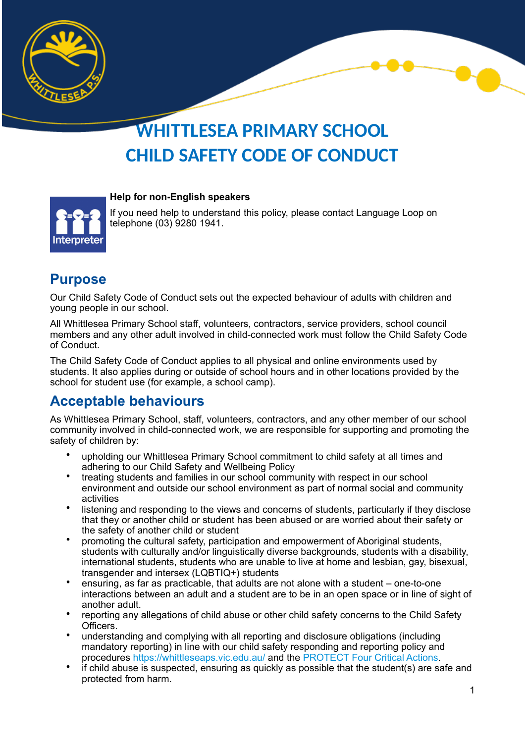# WHITTLESEA PRIMARY SCHOOL
# CHILD SAFETY CODE OF CONDUCT

**Help for non-English speakers**

If you need help to understand this policy, please contact Language Loop on telephone (03) 9280 1941.

## Purpose

Our Child Safety Code of Conduct sets out the expected behaviour of adults with children and young people in our school.

All Whittlesea Primary School staff, volunteers, contractors, service providers, school council members and any other adult involved in child-connected work must follow the Child Safety Code of Conduct.

The Child Safety Code of Conduct applies to all physical and online environments used by students. It also applies during or outside of school hours and in other locations provided by the school for student use (for example, a school camp).

## Acceptable behaviours

As Whittlesea Primary School, staff, volunteers, contractors, and any other member of our school community involved in child-connected work, we are responsible for supporting and promoting the safety of children by:

- upholding our Whittlesea Primary School commitment to child safety at all times and adhering to our Child Safety and Wellbeing Policy
- treating students and families in our school community with respect in our school environment and outside our school environment as part of normal social and community activities
- listening and responding to the views and concerns of students, particularly if they disclose that they or another child or student has been abused or are worried about their safety or the safety of another child or student
- promoting the cultural safety, participation and empowerment of Aboriginal students, students with culturally and/or linguistically diverse backgrounds, students with a disability, international students, students who are unable to live at home and lesbian, gay, bisexual, transgender and intersex (LQBTIQ+) students
- ensuring, as far as practicable, that adults are not alone with a student – one-to-one interactions between an adult and a student are to be in an open space or in line of sight of another adult.
- reporting any allegations of child abuse or other child safety concerns to the Child Safety Officers.
- understanding and complying with all reporting and disclosure obligations (including mandatory reporting) in line with our child safety responding and reporting policy and procedures [https://whittleseaps.vic.edu.au/](https://whittleseaps.vic.edu.au/) and the [PROTECT Four Critical Actions](PROTECT Four Critical Actions).
- if child abuse is suspected, ensuring as quickly as possible that the student(s) are safe and protected from harm.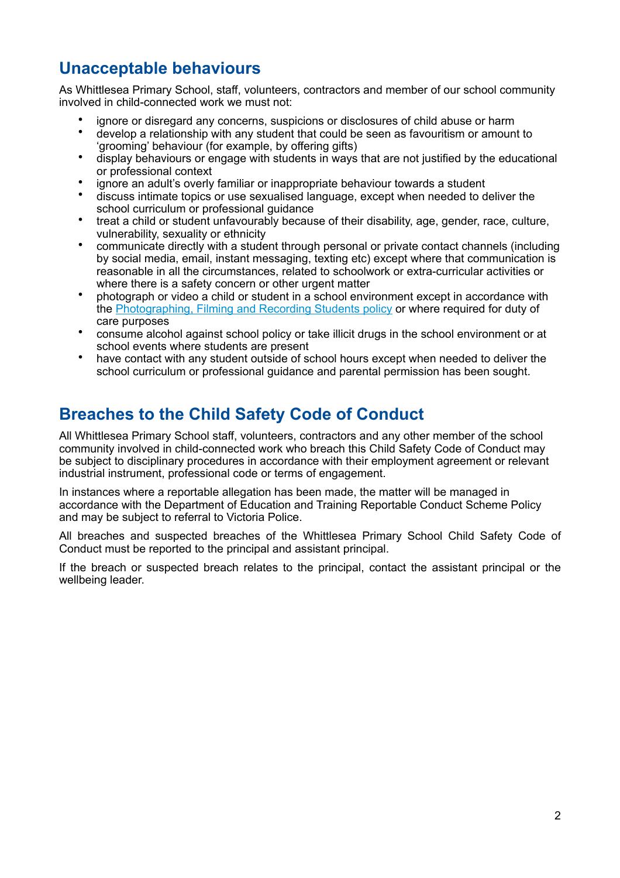## Unacceptable behaviours

As Whittlesea Primary School, staff, volunteers, contractors and member of our school community involved in child-connected work we must not:

- ignore or disregard any concerns, suspicions or disclosures of child abuse or harm
- develop a relationship with any student that could be seen as favouritism or amount to 'grooming' behaviour (for example, by offering gifts)
- display behaviours or engage with students in ways that are not justified by the educational or professional context
- ignore an adult's overly familiar or inappropriate behaviour towards a student
- discuss intimate topics or use sexualised language, except when needed to deliver the school curriculum or professional guidance
- treat a child or student unfavourably because of their disability, age, gender, race, culture, vulnerability, sexuality or ethnicity
- communicate directly with a student through personal or private contact channels (including by social media, email, instant messaging, texting etc) except where that communication is reasonable in all the circumstances, related to schoolwork or extra-curricular activities or where there is a safety concern or other urgent matter
- photograph or video a child or student in a school environment except in accordance with the Photographing, Filming and Recording Students policy or where required for duty of care purposes
- consume alcohol against school policy or take illicit drugs in the school environment or at school events where students are present
- have contact with any student outside of school hours except when needed to deliver the school curriculum or professional guidance and parental permission has been sought.

## Breaches to the Child Safety Code of Conduct

All Whittlesea Primary School staff, volunteers, contractors and any other member of the school community involved in child-connected work who breach this Child Safety Code of Conduct may be subject to disciplinary procedures in accordance with their employment agreement or relevant industrial instrument, professional code or terms of engagement.

In instances where a reportable allegation has been made, the matter will be managed in accordance with the Department of Education and Training Reportable Conduct Scheme Policy and may be subject to referral to Victoria Police.

All breaches and suspected breaches of the Whittlesea Primary School Child Safety Code of Conduct must be reported to the principal and assistant principal.

If the breach or suspected breach relates to the principal, contact the assistant principal or the wellbeing leader.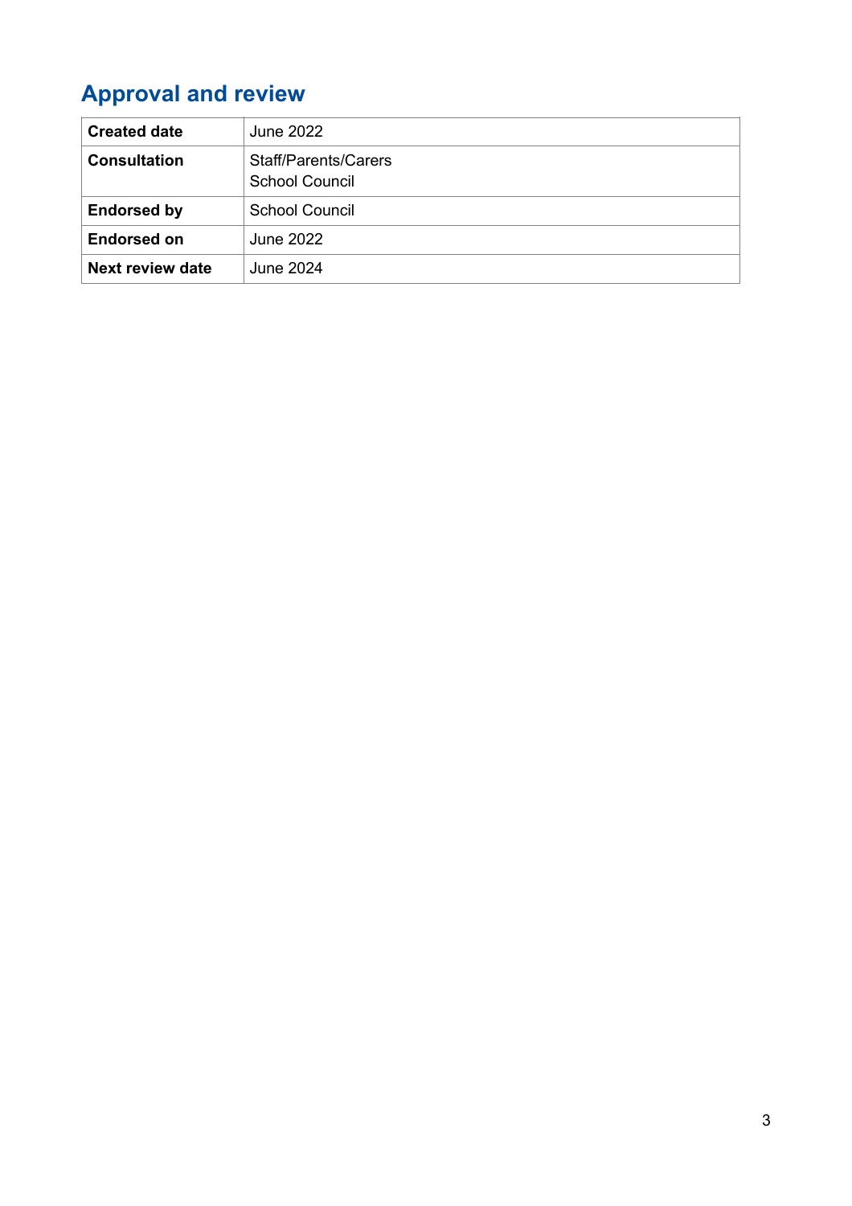## Approval and review

| | |
|---|---|
| **Created date** | June 2022 |
| **Consultation** | Staff/Parents/Carers<br>School Council |
| **Endorsed by** | School Council |
| **Endorsed on** | June 2022 |
| **Next review date** | June 2024 |